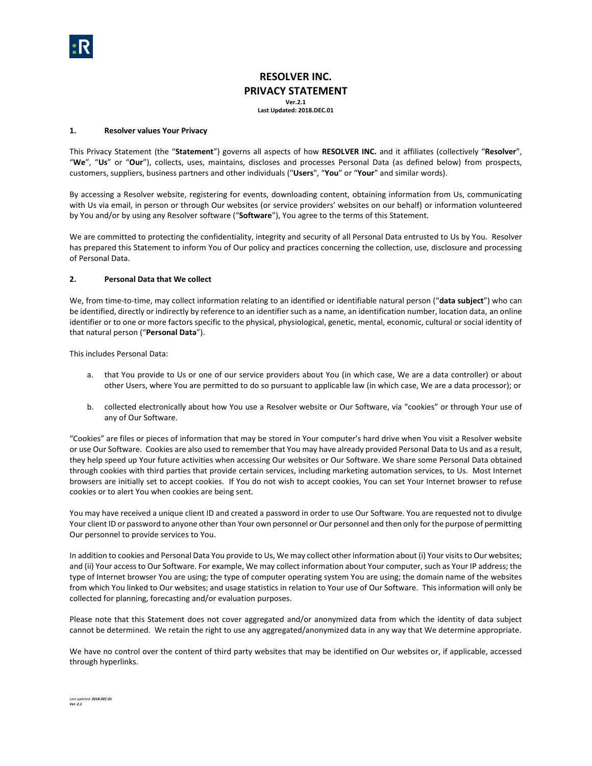# RESOLVER INC.
# PRIVACY STATEMENT

**Ver.2.1**
**Last Updated: 2018.DEC.01**

## 1. Resolver values Your Privacy

This Privacy Statement (the "**Statement**") governs all aspects of how **RESOLVER INC.** and it affiliates (collectively "**Resolver**", "**We**", "**Us**" or "**Our**"), collects, uses, maintains, discloses and processes Personal Data (as defined below) from prospects, customers, suppliers, business partners and other individuals ("**Users**", "**You**" or "**Your**" and similar words).

By accessing a Resolver website, registering for events, downloading content, obtaining information from Us, communicating with Us via email, in person or through Our websites (or service providers' websites on our behalf) or information volunteered by You and/or by using any Resolver software ("**Software**"), You agree to the terms of this Statement.

We are committed to protecting the confidentiality, integrity and security of all Personal Data entrusted to Us by You. Resolver has prepared this Statement to inform You of Our policy and practices concerning the collection, use, disclosure and processing of Personal Data.

## 2. Personal Data that We collect

We, from time-to-time, may collect information relating to an identified or identifiable natural person ("**data subject**") who can be identified, directly or indirectly by reference to an identifier such as a name, an identification number, location data, an online identifier or to one or more factors specific to the physical, physiological, genetic, mental, economic, cultural or social identity of that natural person ("**Personal Data**").

This includes Personal Data:

a. that You provide to Us or one of our service providers about You (in which case, We are a data controller) or about other Users, where You are permitted to do so pursuant to applicable law (in which case, We are a data processor); or

b. collected electronically about how You use a Resolver website or Our Software, via "cookies" or through Your use of any of Our Software.

"Cookies" are files or pieces of information that may be stored in Your computer's hard drive when You visit a Resolver website or use Our Software. Cookies are also used to remember that You may have already provided Personal Data to Us and as a result, they help speed up Your future activities when accessing Our websites or Our Software. We share some Personal Data obtained through cookies with third parties that provide certain services, including marketing automation services, to Us. Most Internet browsers are initially set to accept cookies. If You do not wish to accept cookies, You can set Your Internet browser to refuse cookies or to alert You when cookies are being sent.

You may have received a unique client ID and created a password in order to use Our Software. You are requested not to divulge Your client ID or password to anyone other than Your own personnel or Our personnel and then only for the purpose of permitting Our personnel to provide services to You.

In addition to cookies and Personal Data You provide to Us, We may collect other information about (i) Your visits to Our websites; and (ii) Your access to Our Software. For example, We may collect information about Your computer, such as Your IP address; the type of Internet browser You are using; the type of computer operating system You are using; the domain name of the websites from which You linked to Our websites; and usage statistics in relation to Your use of Our Software. This information will only be collected for planning, forecasting and/or evaluation purposes.

Please note that this Statement does not cover aggregated and/or anonymized data from which the identity of data subject cannot be determined. We retain the right to use any aggregated/anonymized data in any way that We determine appropriate.

We have no control over the content of third party websites that may be identified on Our websites or, if applicable, accessed through hyperlinks.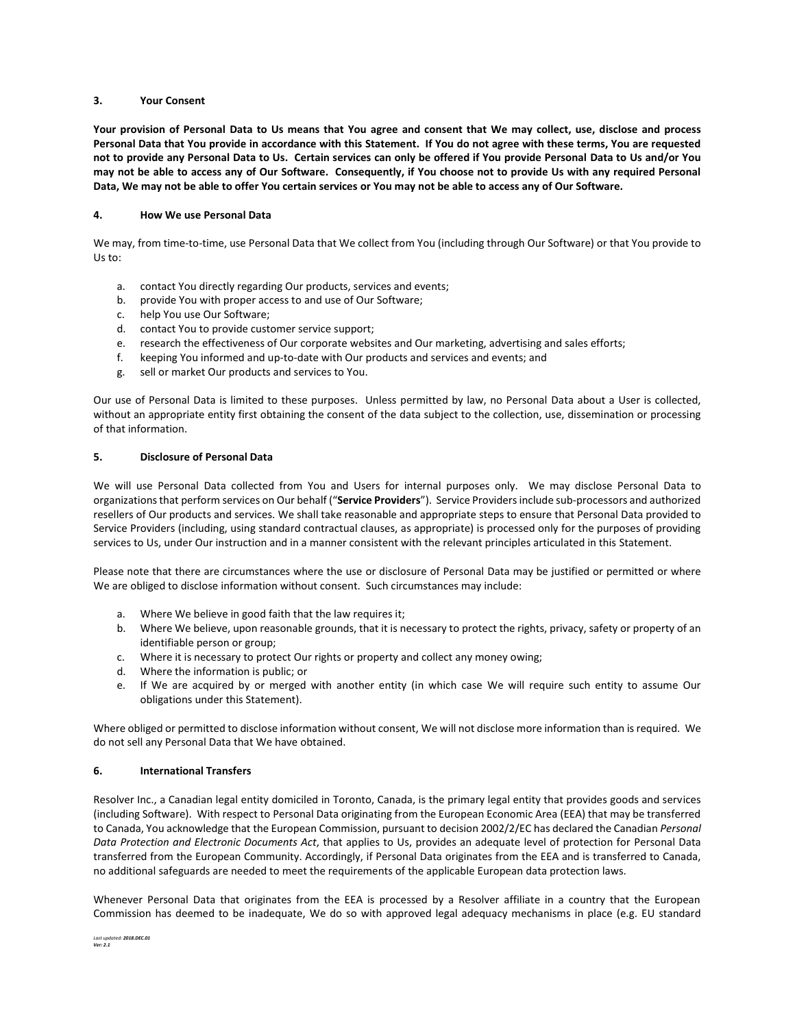## 3. Your Consent

**Your provision of Personal Data to Us means that You agree and consent that We may collect, use, disclose and process Personal Data that You provide in accordance with this Statement. If You do not agree with these terms, You are requested not to provide any Personal Data to Us. Certain services can only be offered if You provide Personal Data to Us and/or You may not be able to access any of Our Software. Consequently, if You choose not to provide Us with any required Personal Data, We may not be able to offer You certain services or You may not be able to access any of Our Software.**

## 4. How We use Personal Data

We may, from time-to-time, use Personal Data that We collect from You (including through Our Software) or that You provide to Us to:

a. contact You directly regarding Our products, services and events;
b. provide You with proper access to and use of Our Software;
c. help You use Our Software;
d. contact You to provide customer service support;
e. research the effectiveness of Our corporate websites and Our marketing, advertising and sales efforts;
f. keeping You informed and up-to-date with Our products and services and events; and
g. sell or market Our products and services to You.

Our use of Personal Data is limited to these purposes. Unless permitted by law, no Personal Data about a User is collected, without an appropriate entity first obtaining the consent of the data subject to the collection, use, dissemination or processing of that information.

## 5. Disclosure of Personal Data

We will use Personal Data collected from You and Users for internal purposes only. We may disclose Personal Data to organizations that perform services on Our behalf ("**Service Providers**"). Service Providers include sub-processors and authorized resellers of Our products and services. We shall take reasonable and appropriate steps to ensure that Personal Data provided to Service Providers (including, using standard contractual clauses, as appropriate) is processed only for the purposes of providing services to Us, under Our instruction and in a manner consistent with the relevant principles articulated in this Statement.

Please note that there are circumstances where the use or disclosure of Personal Data may be justified or permitted or where We are obliged to disclose information without consent. Such circumstances may include:

a. Where We believe in good faith that the law requires it;
b. Where We believe, upon reasonable grounds, that it is necessary to protect the rights, privacy, safety or property of an identifiable person or group;
c. Where it is necessary to protect Our rights or property and collect any money owing;
d. Where the information is public; or
e. If We are acquired by or merged with another entity (in which case We will require such entity to assume Our obligations under this Statement).

Where obliged or permitted to disclose information without consent, We will not disclose more information than is required. We do not sell any Personal Data that We have obtained.

## 6. International Transfers

Resolver Inc., a Canadian legal entity domiciled in Toronto, Canada, is the primary legal entity that provides goods and services (including Software). With respect to Personal Data originating from the European Economic Area (EEA) that may be transferred to Canada, You acknowledge that the European Commission, pursuant to decision 2002/2/EC has declared the Canadian *Personal Data Protection and Electronic Documents Act*, that applies to Us, provides an adequate level of protection for Personal Data transferred from the European Community. Accordingly, if Personal Data originates from the EEA and is transferred to Canada, no additional safeguards are needed to meet the requirements of the applicable European data protection laws.

Whenever Personal Data that originates from the EEA is processed by a Resolver affiliate in a country that the European Commission has deemed to be inadequate, We do so with approved legal adequacy mechanisms in place (e.g. EU standard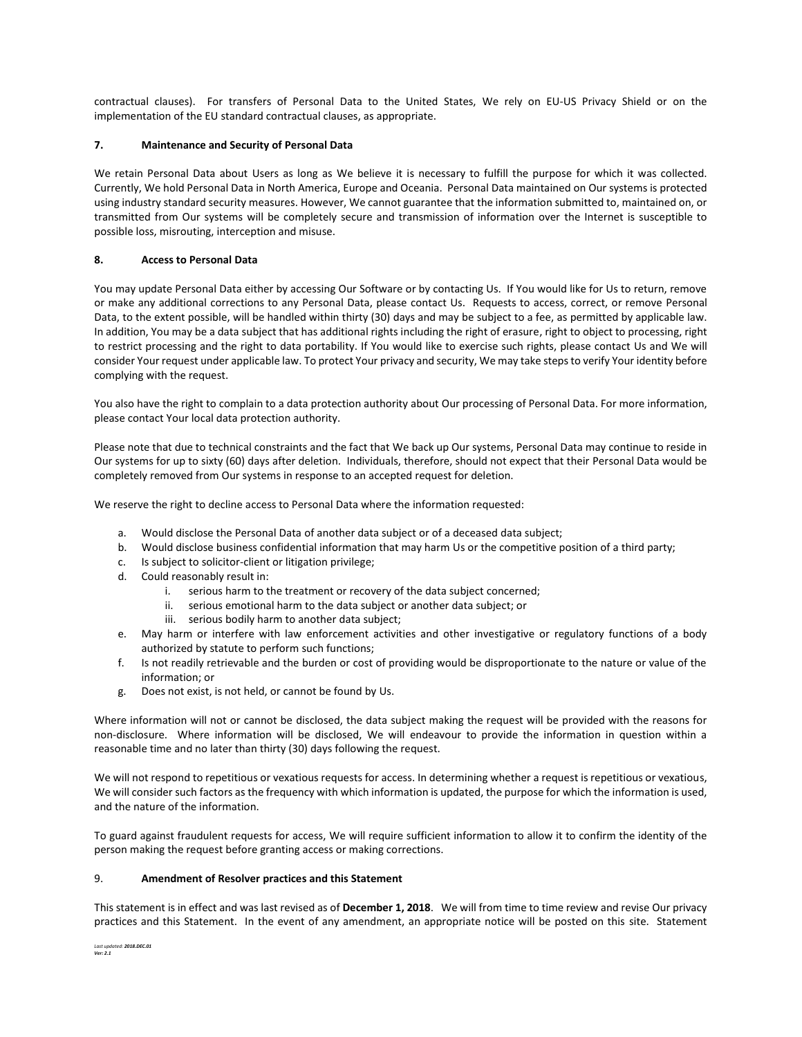contractual clauses). For transfers of Personal Data to the United States, We rely on EU-US Privacy Shield or on the implementation of the EU standard contractual clauses, as appropriate.

## 7. Maintenance and Security of Personal Data

We retain Personal Data about Users as long as We believe it is necessary to fulfill the purpose for which it was collected. Currently, We hold Personal Data in North America, Europe and Oceania. Personal Data maintained on Our systems is protected using industry standard security measures. However, We cannot guarantee that the information submitted to, maintained on, or transmitted from Our systems will be completely secure and transmission of information over the Internet is susceptible to possible loss, misrouting, interception and misuse.

## 8. Access to Personal Data

You may update Personal Data either by accessing Our Software or by contacting Us. If You would like for Us to return, remove or make any additional corrections to any Personal Data, please contact Us. Requests to access, correct, or remove Personal Data, to the extent possible, will be handled within thirty (30) days and may be subject to a fee, as permitted by applicable law. In addition, You may be a data subject that has additional rights including the right of erasure, right to object to processing, right to restrict processing and the right to data portability. If You would like to exercise such rights, please contact Us and We will consider Your request under applicable law. To protect Your privacy and security, We may take steps to verify Your identity before complying with the request.

You also have the right to complain to a data protection authority about Our processing of Personal Data. For more information, please contact Your local data protection authority.

Please note that due to technical constraints and the fact that We back up Our systems, Personal Data may continue to reside in Our systems for up to sixty (60) days after deletion. Individuals, therefore, should not expect that their Personal Data would be completely removed from Our systems in response to an accepted request for deletion.

We reserve the right to decline access to Personal Data where the information requested:

a. Would disclose the Personal Data of another data subject or of a deceased data subject;
b. Would disclose business confidential information that may harm Us or the competitive position of a third party;
c. Is subject to solicitor-client or litigation privilege;
d. Could reasonably result in:
    i. serious harm to the treatment or recovery of the data subject concerned;
    ii. serious emotional harm to the data subject or another data subject; or
    iii. serious bodily harm to another data subject;
e. May harm or interfere with law enforcement activities and other investigative or regulatory functions of a body authorized by statute to perform such functions;
f. Is not readily retrievable and the burden or cost of providing would be disproportionate to the nature or value of the information; or
g. Does not exist, is not held, or cannot be found by Us.

Where information will not or cannot be disclosed, the data subject making the request will be provided with the reasons for non-disclosure. Where information will be disclosed, We will endeavour to provide the information in question within a reasonable time and no later than thirty (30) days following the request.

We will not respond to repetitious or vexatious requests for access. In determining whether a request is repetitious or vexatious, We will consider such factors as the frequency with which information is updated, the purpose for which the information is used, and the nature of the information.

To guard against fraudulent requests for access, We will require sufficient information to allow it to confirm the identity of the person making the request before granting access or making corrections.

## 9. Amendment of Resolver practices and this Statement

This statement is in effect and was last revised as of **December 1, 2018**. We will from time to time review and revise Our privacy practices and this Statement. In the event of any amendment, an appropriate notice will be posted on this site. Statement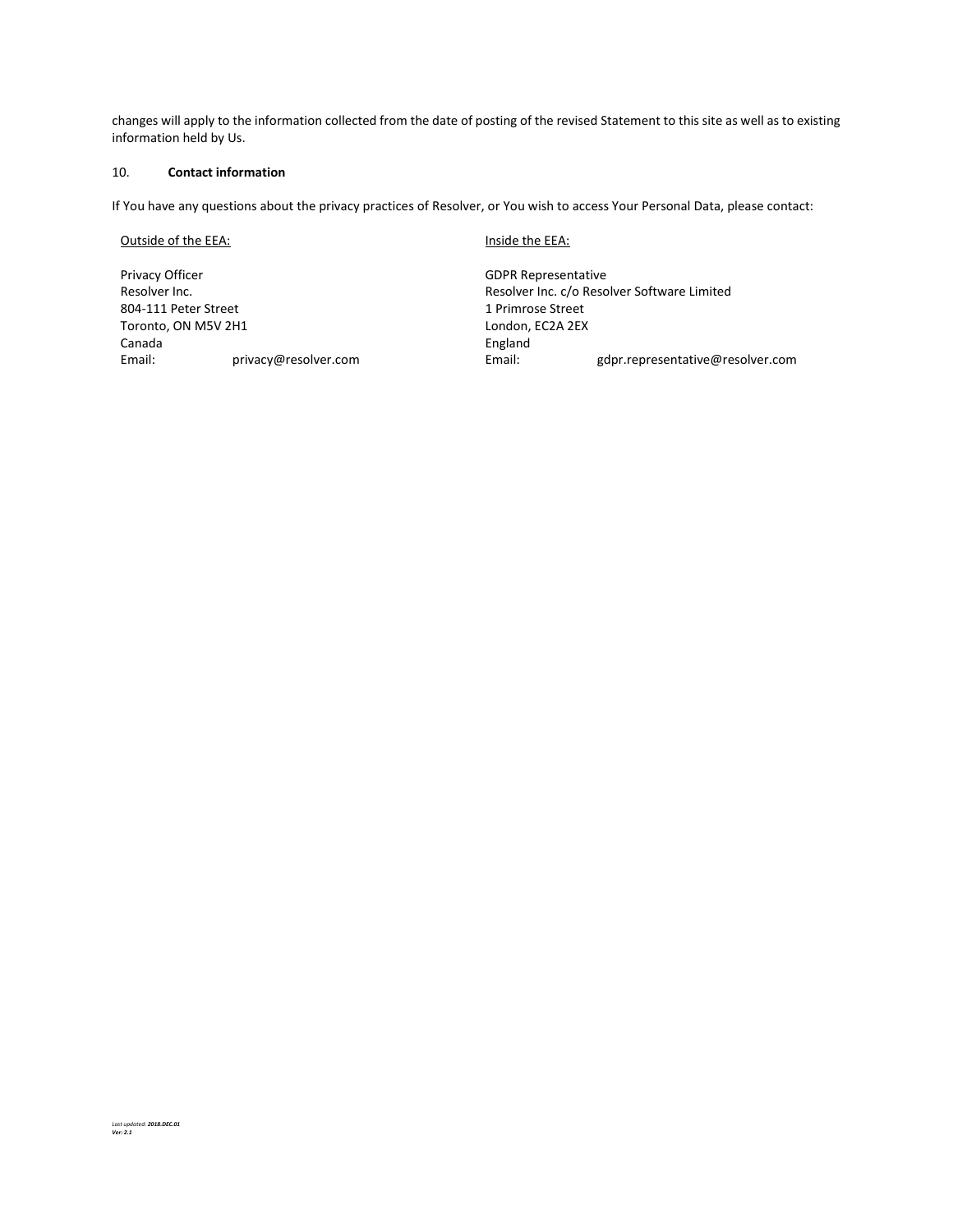changes will apply to the information collected from the date of posting of the revised Statement to this site as well as to existing information held by Us.

## 10. **Contact information**

If You have any questions about the privacy practices of Resolver, or You wish to access Your Personal Data, please contact:

Outside of the EEA:

Privacy Officer
Resolver Inc.
804-111 Peter Street
Toronto, ON M5V 2H1
Canada
Email: privacy@resolver.com

Inside the EEA:

GDPR Representative
Resolver Inc. c/o Resolver Software Limited
1 Primrose Street
London, EC2A 2EX
England
Email: gdpr.representative@resolver.com

*Last updated: **2018.DEC.01***
***Ver: 2.1***